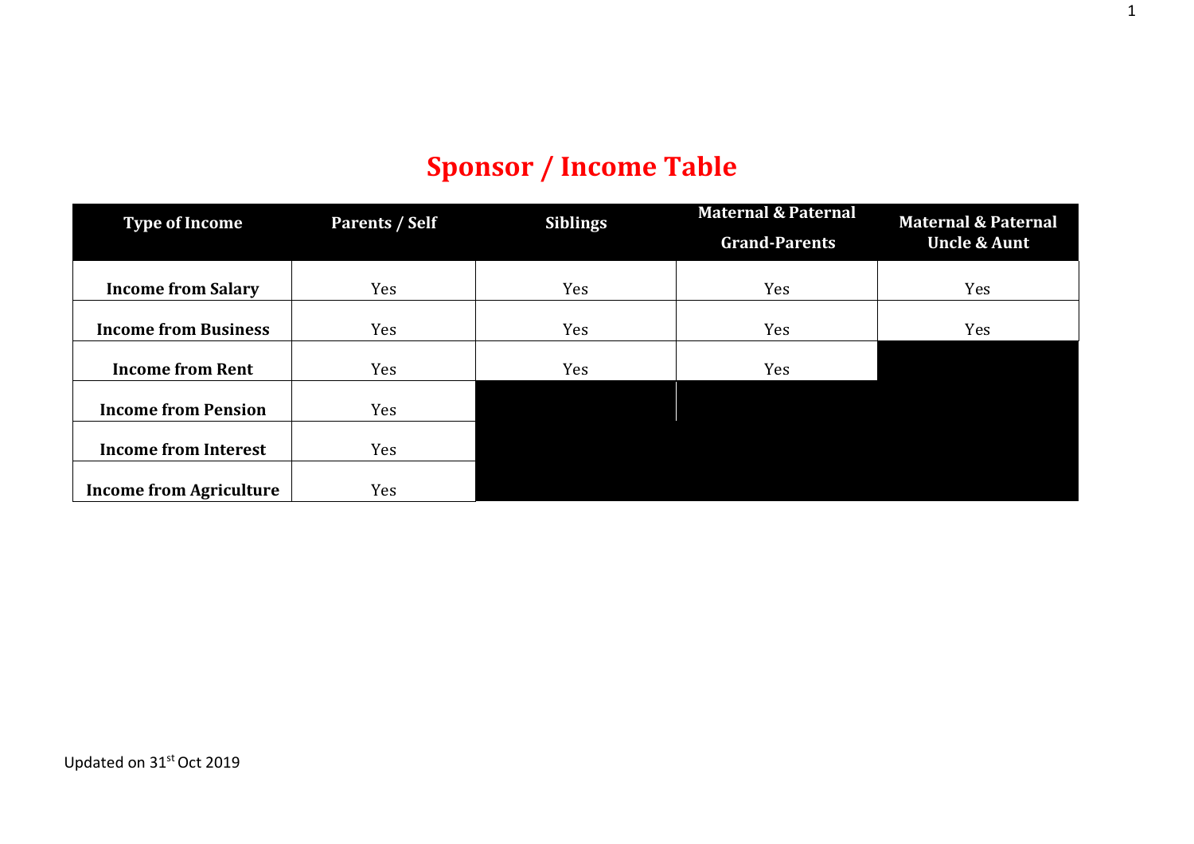# Sponsor / Income Table

| Type of Income | Parents / Self | Siblings | Maternal & Paternal Grand-Parents | Maternal & Paternal Uncle & Aunt |
|---|---|---|---|---|
| **Income from Salary** | Yes | Yes | Yes | Yes |
| **Income from Business** | Yes | Yes | Yes | Yes |
| **Income from Rent** | Yes | Yes | Yes | |
| **Income from Pension** | Yes | | | |
| **Income from Interest** | Yes | | | |
| **Income from Agriculture** | Yes | | | |

Updated on 31st Oct 2019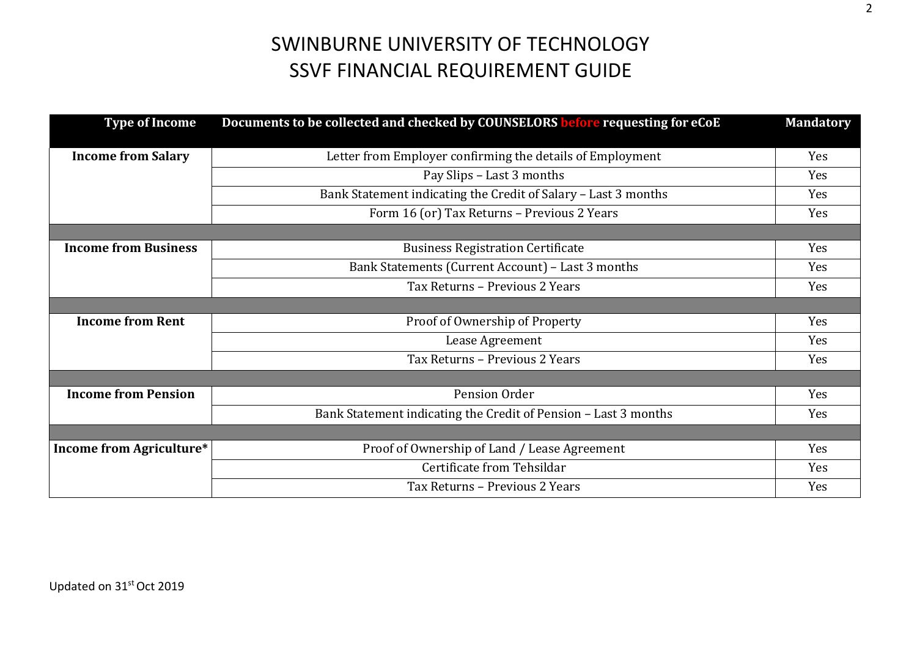# SWINBURNE UNIVERSITY OF TECHNOLOGY
# SSVF FINANCIAL REQUIREMENT GUIDE

| Type of Income | Documents to be collected and checked by COUNSELORS before requesting for eCoE | Mandatory |
|---|---|---|
| **Income from Salary** | Letter from Employer confirming the details of Employment | Yes |
| | Pay Slips – Last 3 months | Yes |
| | Bank Statement indicating the Credit of Salary – Last 3 months | Yes |
| | Form 16 (or) Tax Returns – Previous 2 Years | Yes |
| | | |
| **Income from Business** | Business Registration Certificate | Yes |
| | Bank Statements (Current Account) – Last 3 months | Yes |
| | Tax Returns – Previous 2 Years | Yes |
| | | |
| **Income from Rent** | Proof of Ownership of Property | Yes |
| | Lease Agreement | Yes |
| | Tax Returns – Previous 2 Years | Yes |
| | | |
| **Income from Pension** | Pension Order | Yes |
| | Bank Statement indicating the Credit of Pension – Last 3 months | Yes |
| | | |
| **Income from Agriculture*** | Proof of Ownership of Land / Lease Agreement | Yes |
| | Certificate from Tehsildar | Yes |
| | Tax Returns – Previous 2 Years | Yes |

Updated on 31st Oct 2019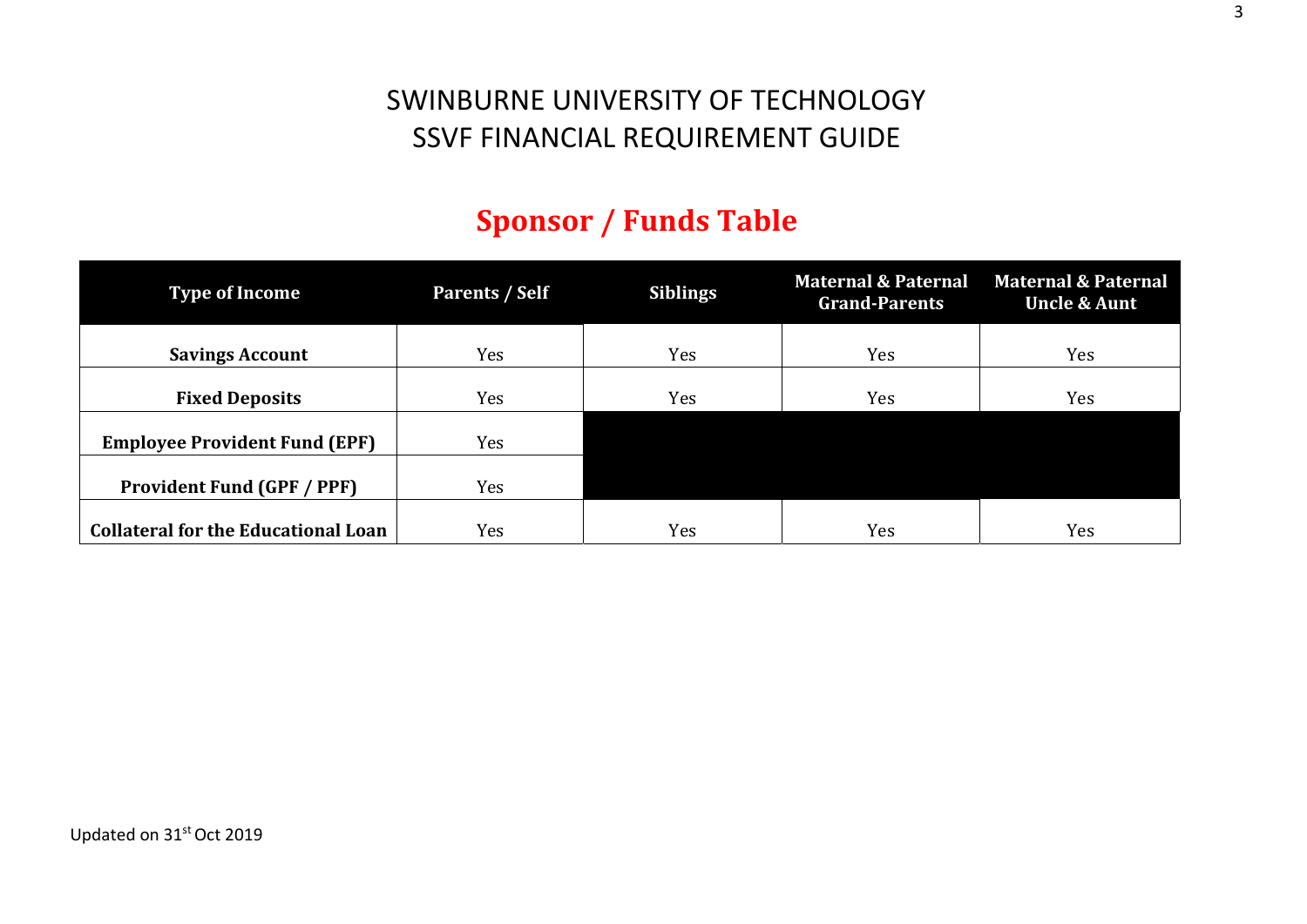# SWINBURNE UNIVERSITY OF TECHNOLOGY
# SSVF FINANCIAL REQUIREMENT GUIDE

## Sponsor / Funds Table

| Type of Income | Parents / Self | Siblings | Maternal & Paternal Grand-Parents | Maternal & Paternal Uncle & Aunt |
|---|---|---|---|---|
| **Savings Account** | Yes | Yes | Yes | Yes |
| **Fixed Deposits** | Yes | Yes | Yes | Yes |
| **Employee Provident Fund (EPF)** | Yes | | | |
| **Provident Fund (GPF / PPF)** | Yes | | | |
| **Collateral for the Educational Loan** | Yes | Yes | Yes | Yes |

Updated on 31st Oct 2019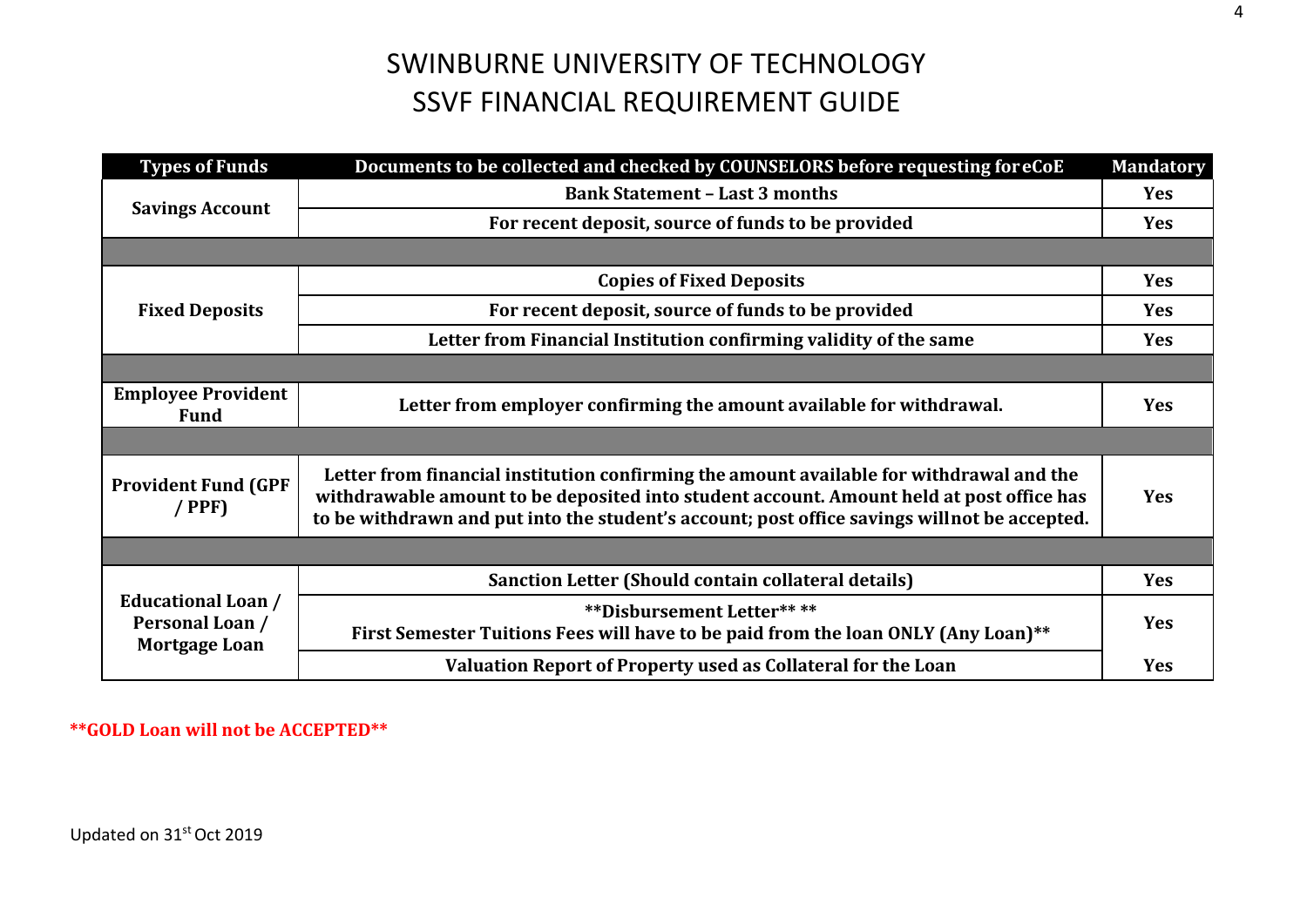# SWINBURNE UNIVERSITY OF TECHNOLOGY
# SSVF FINANCIAL REQUIREMENT GUIDE

| Types of Funds | Documents to be collected and checked by COUNSELORS before requesting for eCoE | Mandatory |
|---|---|---|
| **Savings Account** | **Bank Statement – Last 3 months** | **Yes** |
| | **For recent deposit, source of funds to be provided** | **Yes** |
| | | |
| **Fixed Deposits** | **Copies of Fixed Deposits** | **Yes** |
| | **For recent deposit, source of funds to be provided** | **Yes** |
| | **Letter from Financial Institution confirming validity of the same** | **Yes** |
| | | |
| **Employee Provident Fund** | **Letter from employer confirming the amount available for withdrawal.** | **Yes** |
| | | |
| **Provident Fund (GPF / PPF)** | **Letter from financial institution confirming the amount available for withdrawal and the withdrawable amount to be deposited into student account. Amount held at post office has to be withdrawn and put into the student's account; post office savings will not be accepted.** | **Yes** |
| | | |
| **Educational Loan / Personal Loan / Mortgage Loan** | **Sanction Letter (Should contain collateral details)** | **Yes** |
| | **\*\*Disbursement Letter\*\* \*\* First Semester Tuitions Fees will have to be paid from the loan ONLY (Any Loan)\*\*** | **Yes** |
| | **Valuation Report of Property used as Collateral for the Loan** | **Yes** |

**\*\*GOLD Loan will not be ACCEPTED\*\***

Updated on 31st Oct 2019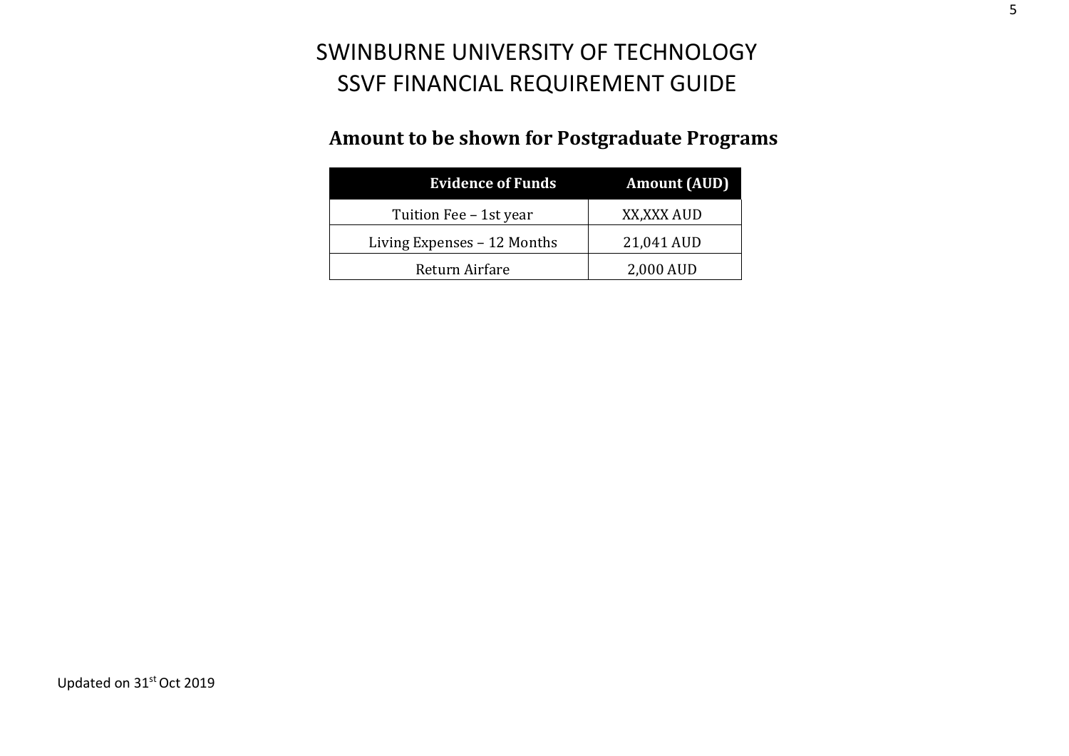# SWINBURNE UNIVERSITY OF TECHNOLOGY
# SSVF FINANCIAL REQUIREMENT GUIDE

## Amount to be shown for Postgraduate Programs

| Evidence of Funds | Amount (AUD) |
| --- | --- |
| Tuition Fee – 1st year | XX,XXX AUD |
| Living Expenses – 12 Months | 21,041 AUD |
| Return Airfare | 2,000 AUD |

Updated on 31st Oct 2019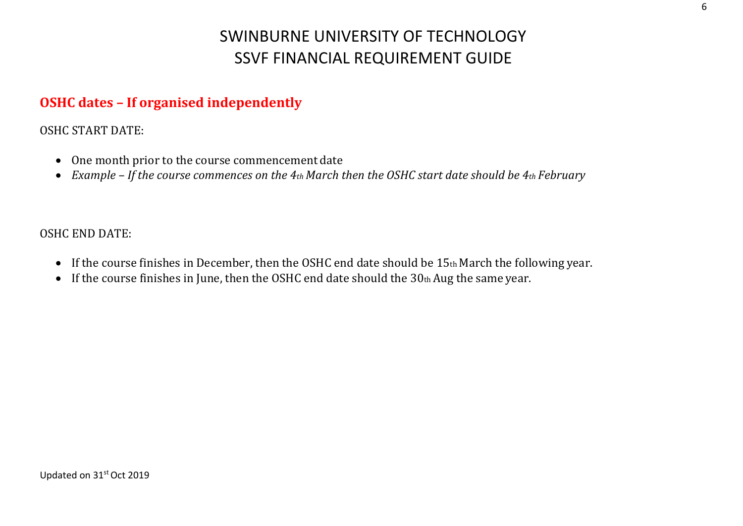## OSHC dates – If organised independently

OSHC START DATE:

- One month prior to the course commencement date
- *Example – If the course commences on the 4th March then the OSHC start date should be 4th February*

OSHC END DATE:

- If the course finishes in December, then the OSHC end date should be 15th March the following year.
- If the course finishes in June, then the OSHC end date should the 30th Aug the same year.

Updated on 31st Oct 2019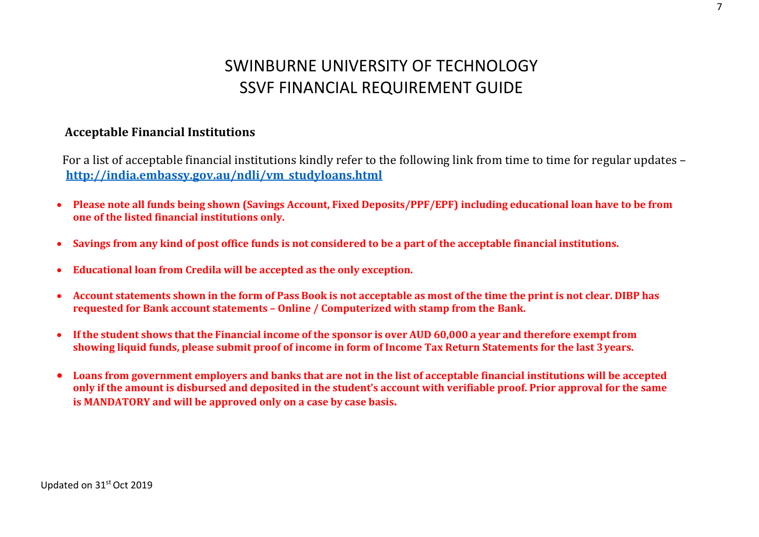# SWINBURNE UNIVERSITY OF TECHNOLOGY
# SSVF FINANCIAL REQUIREMENT GUIDE

### Acceptable Financial Institutions

For a list of acceptable financial institutions kindly refer to the following link from time to time for regular updates – [http://india.embassy.gov.au/ndli/vm_studyloans.html](http://india.embassy.gov.au/ndli/vm_studyloans.html)

- **Please note all funds being shown (Savings Account, Fixed Deposits/PPF/EPF) including educational loan have to be from one of the listed financial institutions only.**
- **Savings from any kind of post office funds is not considered to be a part of the acceptable financial institutions.**
- **Educational loan from Credila will be accepted as the only exception.**
- **Account statements shown in the form of Pass Book is not acceptable as most of the time the print is not clear. DIBP has requested for Bank account statements – Online / Computerized with stamp from the Bank.**
- **If the student shows that the Financial income of the sponsor is over AUD 60,000 a year and therefore exempt from showing liquid funds, please submit proof of income in form of Income Tax Return Statements for the last 3 years.**
- **Loans from government employers and banks that are not in the list of acceptable financial institutions will be accepted only if the amount is disbursed and deposited in the student's account with verifiable proof. Prior approval for the same is MANDATORY and will be approved only on a case by case basis.**

Updated on 31st Oct 2019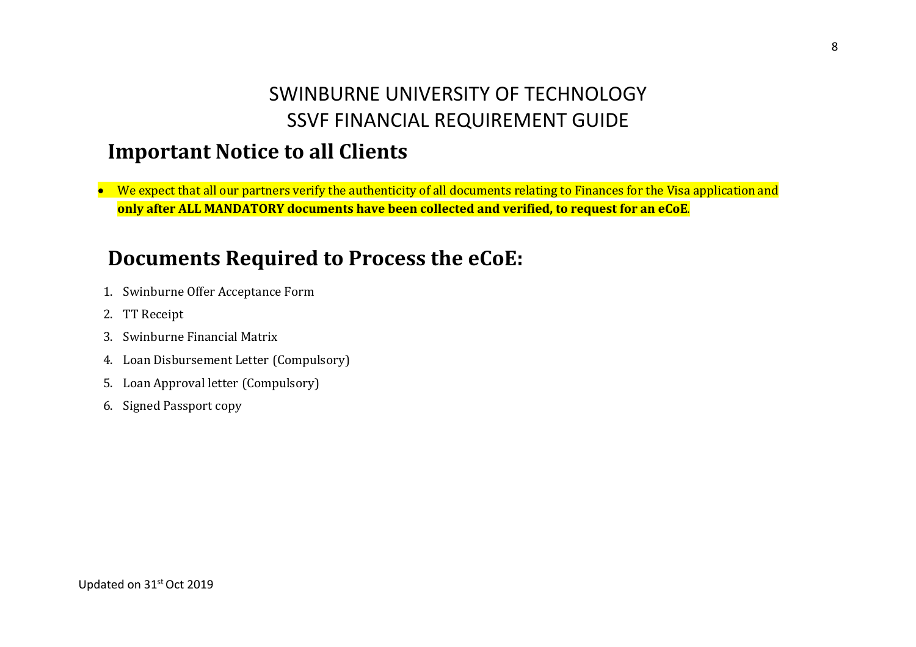SWINBURNE UNIVERSITY OF TECHNOLOGY
SSVF FINANCIAL REQUIREMENT GUIDE

# Important Notice to all Clients

- We expect that all our partners verify the authenticity of all documents relating to Finances for the Visa application and **only after ALL MANDATORY documents have been collected and verified, to request for an eCoE**.

# Documents Required to Process the eCoE:

1. Swinburne Offer Acceptance Form
2. TT Receipt
3. Swinburne Financial Matrix
4. Loan Disbursement Letter (Compulsory)
5. Loan Approval letter (Compulsory)
6. Signed Passport copy

Updated on 31st Oct 2019